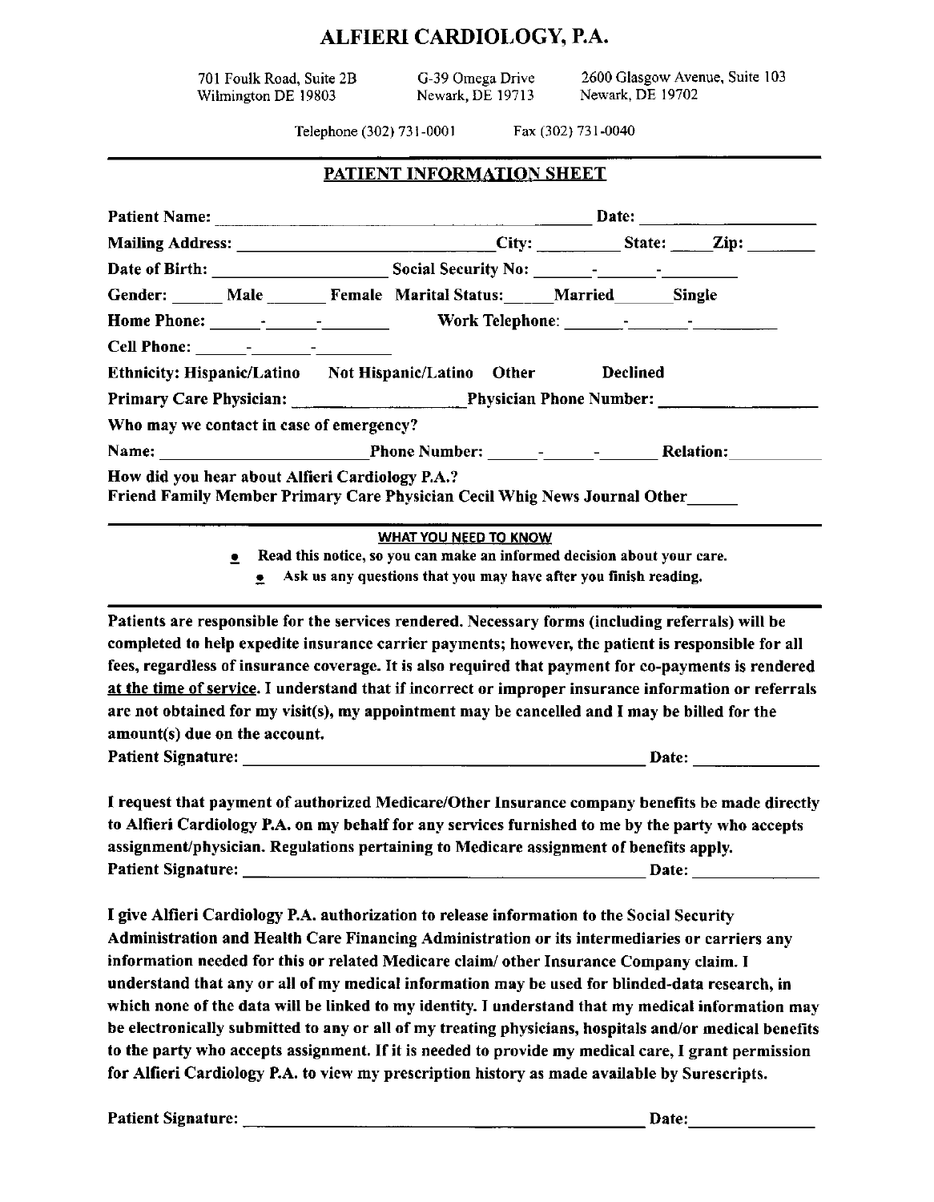# ALFIERI CARDIOLOGY, P.A.

701 Foulk Road, Suite 2B
Wilmington DE 19803

G-39 Omega Drive
Newark, DE 19713

2600 Glasgow Avenue, Suite 103
Newark, DE 19702

Telephone (302) 731-0001 Fax (302) 731-0040

## PATIENT INFORMATION SHEET

**Patient Name:** ______________________________________ **Date:** ________________

**Mailing Address:** ___________________________ **City:** ________ **State:** ____ **Zip:** _______

**Date of Birth:** ___________________ **Social Security No:** ______-______-________

**Gender:** _____ **Male** ______ **Female** **Marital Status:** _____ **Married** ______ **Single**

**Home Phone:** ______-______-________ **Work Telephone:** ______-______-_________

**Cell Phone:** ______-_______-________

**Ethnicity: Hispanic/Latino Not Hispanic/Latino Other Declined**

**Primary Care Physician:** __________________ **Physician Phone Number:** _________________

**Who may we contact in case of emergency?**

**Name:** _______________________ **Phone Number:** ______-______-_______ **Relation:** __________

**How did you hear about Alfieri Cardiology P.A.?**
**Friend Family Member Primary Care Physician Cecil Whig News Journal Other** _____

**WHAT YOU NEED TO KNOW**

- **Read this notice, so you can make an informed decision about your care.**
- **Ask us any questions that you may have after you finish reading.**

**Patients are responsible for the services rendered. Necessary forms (including referrals) will be completed to help expedite insurance carrier payments; however, the patient is responsible for all fees, regardless of insurance coverage. It is also required that payment for co-payments is rendered at the time of service. I understand that if incorrect or improper insurance information or referrals are not obtained for my visit(s), my appointment may be cancelled and I may be billed for the amount(s) due on the account.**

**Patient Signature:** _____________________________________________ **Date:** ______________

**I request that payment of authorized Medicare/Other Insurance company benefits be made directly to Alfieri Cardiology P.A. on my behalf for any services furnished to me by the party who accepts assignment/physician. Regulations pertaining to Medicare assignment of benefits apply.**

**Patient Signature:** _____________________________________________ **Date:** ______________

**I give Alfieri Cardiology P.A. authorization to release information to the Social Security Administration and Health Care Financing Administration or its intermediaries or carriers any information needed for this or related Medicare claim/ other Insurance Company claim. I understand that any or all of my medical information may be used for blinded-data research, in which none of the data will be linked to my identity. I understand that my medical information may be electronically submitted to any or all of my treating physicians, hospitals and/or medical benefits to the party who accepts assignment. If it is needed to provide my medical care, I grant permission for Alfieri Cardiology P.A. to view my prescription history as made available by Surescripts.**

**Patient Signature:** _____________________________________________ **Date:** ______________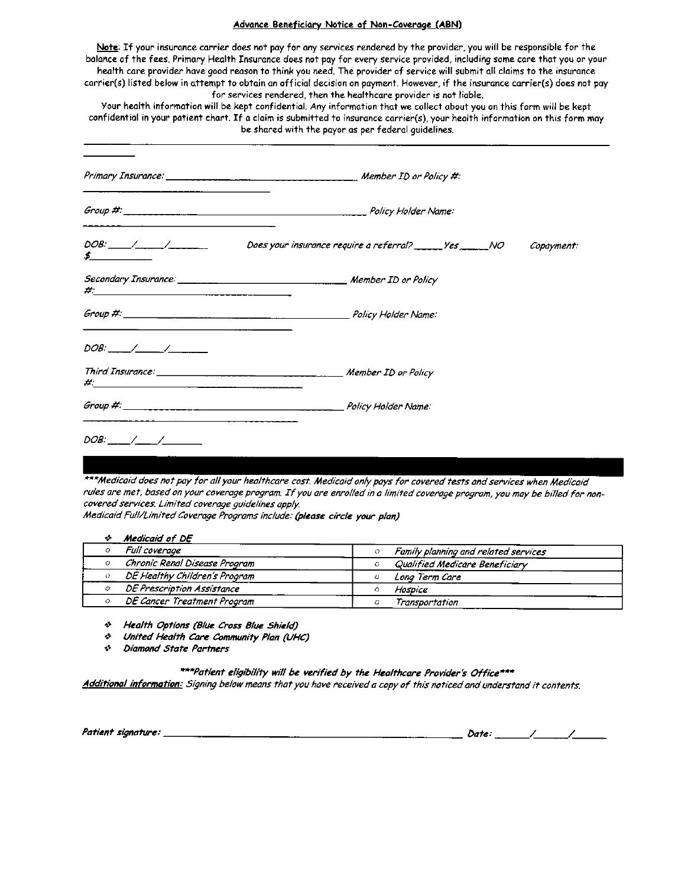## Advance Beneficiary Notice of Non-Coverage (ABN)

Note: If your insurance carrier does not pay for any services rendered by the provider, you will be responsible for the balance of the fees. Primary Health Insurance does not pay for every service provided, including some care that you or your health care provider have good reason to think you need. The provider of service will submit all claims to the insurance carrier(s) listed below in attempt to obtain an official decision on payment. However, if the insurance carrier(s) does not pay for services rendered, then the healthcare provider is not liable.

Your health information will be kept confidential. Any information that we collect about you on this form will be kept confidential in your patient chart. If a claim is submitted to insurance carrier(s), your health information on this form may be shared with the payor as per federal guidelines.

---

*Primary Insurance:* ______________________________ *Member ID or Policy #:* ______________________________

*Group #:* ______________________________ *Policy Holder Name:* ______________________________

*DOB:* ____/____/______ *Does your insurance require a referral?* _____ *Yes* _____ *NO* *Copayment:* $__________

*Secondary Insurance:* ______________________________ *Member ID or Policy #:* ______________________________

*Group #:* ______________________________ *Policy Holder Name:* ______________________________

*DOB:* ____/____/______

*Third Insurance:* ______________________________ *Member ID or Policy #:* ______________________________

*Group #:* ______________________________ *Policy Holder Name:* ______________________________

*DOB:* ____/____/______

---

****Medicaid does not pay for all your healthcare cost. Medicaid only pays for covered tests and services when Medicaid rules are met, based on your coverage program. If you are enrolled in a limited coverage program, you may be billed for non-covered services. Limited coverage guidelines apply.*

*Medicaid Full/Limited Coverage Programs include:* ***(please circle your plan)***

- ***Medicaid of DE***

| | |
|---|---|
| ○ *Full coverage* | ○ *Family planning and related services* |
| ○ *Chronic Renal Disease Program* | ○ *Qualified Medicare Beneficiary* |
| ○ *DE Healthy Children's Program* | ○ *Long Term Care* |
| ○ *DE Prescription Assistance* | ○ *Hospice* |
| ○ *DE Cancer Treatment Program* | ○ *Transportation* |

- ***Health Options (Blue Cross Blue Shield)***
- ***United Health Care Community Plan (UHC)***
- ***Diamond State Partners***

****Patient eligibility will be verified by the Healthcare Provider's Office****

***Additional information:*** *Signing below means that you have received a copy of this noticed and understand it contents.*

***Patient signature:*** ______________________________ ***Date:*** _____/_____/_____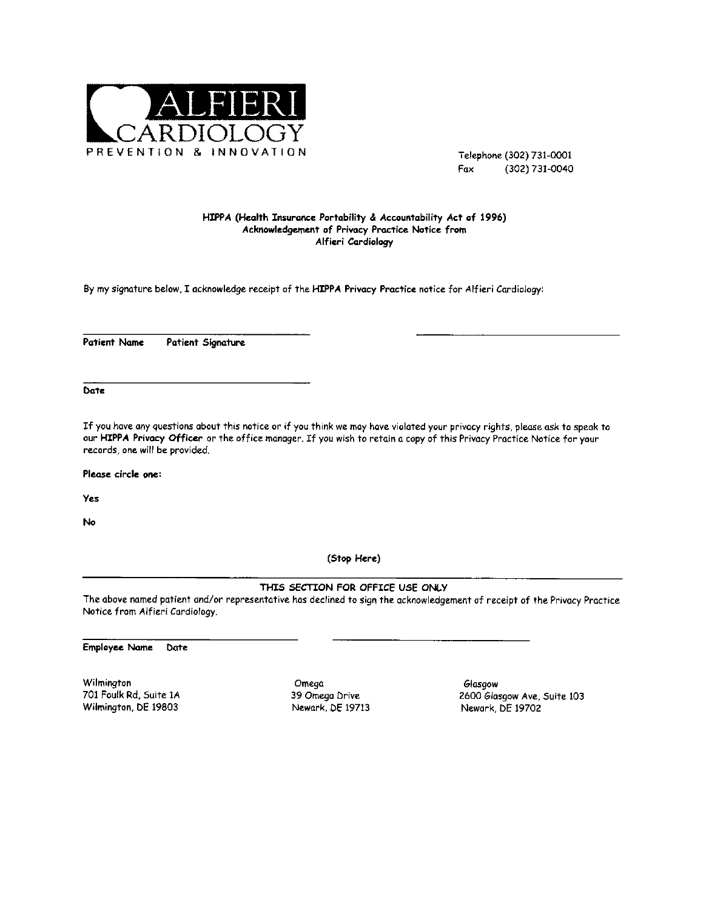ALFIERI CARDIOLOGY
PREVENTION & INNOVATION

Telephone (302) 731-0001
Fax (302) 731-0040

**HIPPA (Health Insurance Portability & Accountability Act of 1996)**
**Acknowledgement of Privacy Practice Notice from**
**Alfieri Cardiology**

By my signature below, I acknowledge receipt of the **HIPPA Privacy Practice** notice for Alfieri Cardiology:

\_\_\_\_\_\_\_\_\_\_\_\_\_\_\_\_\_\_\_\_\_\_\_\_\_\_\_\_\_\_\_\_ \_\_\_\_\_\_\_\_\_\_\_\_\_\_\_\_\_\_\_\_\_\_\_\_\_\_\_\_\_\_\_\_

**Patient Name** **Patient Signature**

\_\_\_\_\_\_\_\_\_\_\_\_\_\_\_\_\_\_\_\_\_\_\_\_\_\_\_\_\_\_\_\_

**Date**

If you have any questions about this notice or if you think we may have violated your privacy rights, please ask to speak to our **HIPPA Privacy Officer** or the office manager. If you wish to retain a copy of this Privacy Practice Notice for your records, one will be provided.

**Please circle one:**

**Yes**

**No**

**(Stop Here)**

---

**THIS SECTION FOR OFFICE USE ONLY**

The above named patient and/or representative has declined to sign the acknowledgement of receipt of the Privacy Practice Notice from Alfieri Cardiology.

\_\_\_\_\_\_\_\_\_\_\_\_\_\_\_\_\_\_\_\_\_\_\_\_\_\_\_\_\_\_\_\_ \_\_\_\_\_\_\_\_\_\_\_\_\_\_\_\_\_\_\_\_\_\_\_\_\_\_\_\_\_\_\_\_

**Employee Name** **Date**

Wilmington
701 Foulk Rd, Suite 1A
Wilmington, DE 19803

Omega
39 Omega Drive
Newark, DE 19713

Glasgow
2600 Glasgow Ave, Suite 103
Newark, DE 19702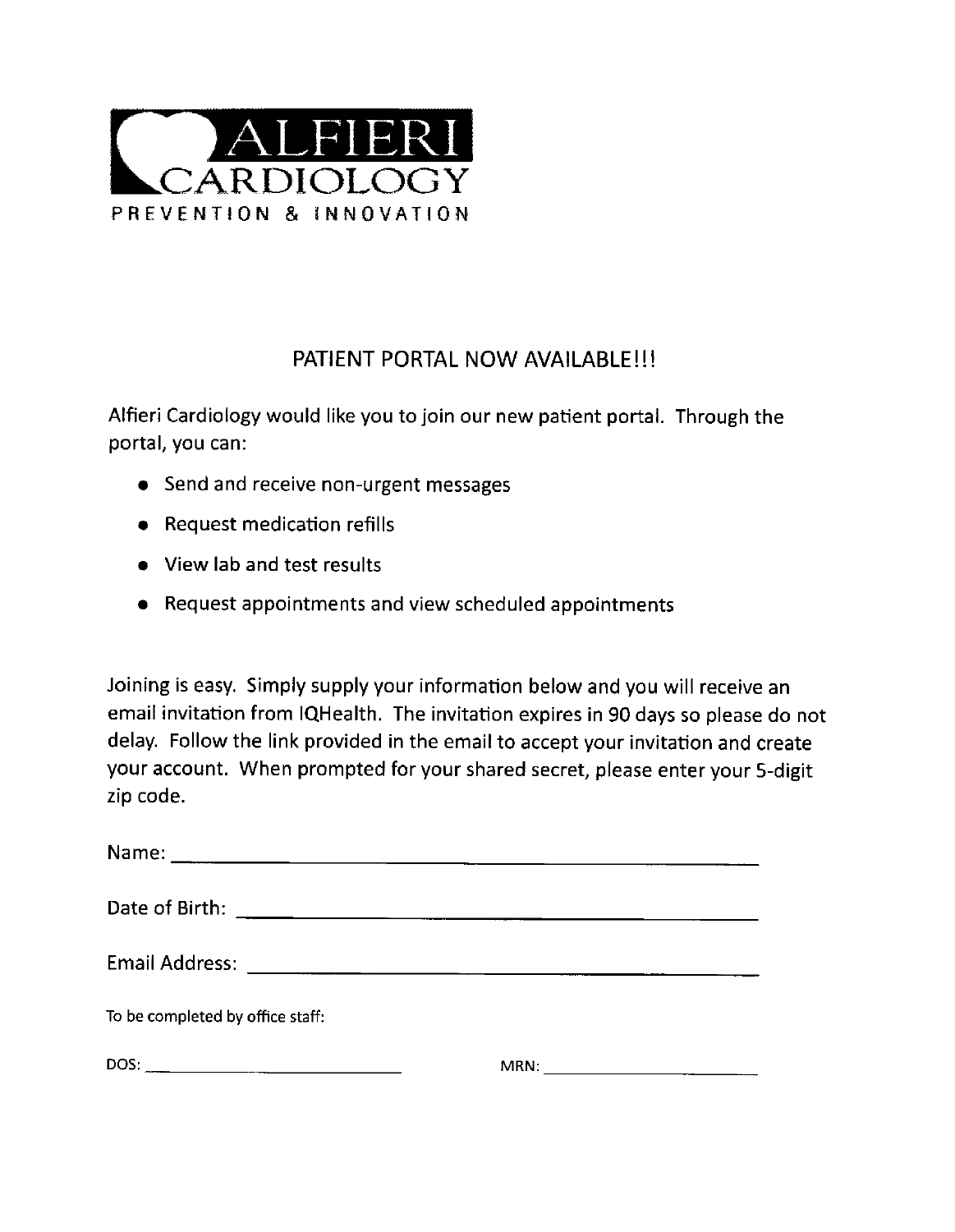# ALFIERI CARDIOLOGY

PREVENTION & INNOVATION

## PATIENT PORTAL NOW AVAILABLE!!!

Alfieri Cardiology would like you to join our new patient portal. Through the portal, you can:

- Send and receive non-urgent messages
- Request medication refills
- View lab and test results
- Request appointments and view scheduled appointments

Joining is easy. Simply supply your information below and you will receive an email invitation from IQHealth. The invitation expires in 90 days so please do not delay. Follow the link provided in the email to accept your invitation and create your account. When prompted for your shared secret, please enter your 5-digit zip code.

Name: ______________________________________________

Date of Birth: _________________________________________

Email Address: ________________________________________

To be completed by office staff:

DOS: ________________________ MRN: ____________________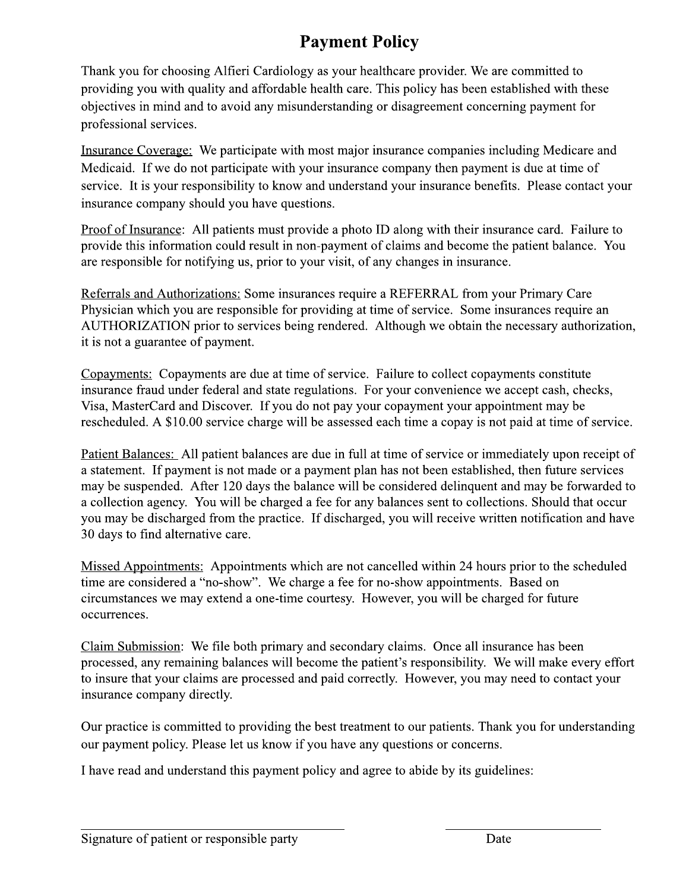# Payment Policy

Thank you for choosing Alfieri Cardiology as your healthcare provider. We are committed to providing you with quality and affordable health care. This policy has been established with these objectives in mind and to avoid any misunderstanding or disagreement concerning payment for professional services.

<u>Insurance Coverage:</u> We participate with most major insurance companies including Medicare and Medicaid. If we do not participate with your insurance company then payment is due at time of service. It is your responsibility to know and understand your insurance benefits. Please contact your insurance company should you have questions.

<u>Proof of Insurance</u>: All patients must provide a photo ID along with their insurance card. Failure to provide this information could result in non-payment of claims and become the patient balance. You are responsible for notifying us, prior to your visit, of any changes in insurance.

<u>Referrals and Authorizations:</u> Some insurances require a REFERRAL from your Primary Care Physician which you are responsible for providing at time of service. Some insurances require an AUTHORIZATION prior to services being rendered. Although we obtain the necessary authorization, it is not a guarantee of payment.

<u>Copayments:</u> Copayments are due at time of service. Failure to collect copayments constitute insurance fraud under federal and state regulations. For your convenience we accept cash, checks, Visa, MasterCard and Discover. If you do not pay your copayment your appointment may be rescheduled. A $10.00 service charge will be assessed each time a copay is not paid at time of service.

<u>Patient Balances:</u> All patient balances are due in full at time of service or immediately upon receipt of a statement. If payment is not made or a payment plan has not been established, then future services may be suspended. After 120 days the balance will be considered delinquent and may be forwarded to a collection agency. You will be charged a fee for any balances sent to collections. Should that occur you may be discharged from the practice. If discharged, you will receive written notification and have 30 days to find alternative care.

<u>Missed Appointments:</u> Appointments which are not cancelled within 24 hours prior to the scheduled time are considered a "no-show". We charge a fee for no-show appointments. Based on circumstances we may extend a one-time courtesy. However, you will be charged for future occurrences.

<u>Claim Submission</u>: We file both primary and secondary claims. Once all insurance has been processed, any remaining balances will become the patient's responsibility. We will make every effort to insure that your claims are processed and paid correctly. However, you may need to contact your insurance company directly.

Our practice is committed to providing the best treatment to our patients. Thank you for understanding our payment policy. Please let us know if you have any questions or concerns.

I have read and understand this payment policy and agree to abide by its guidelines:

\_\_\_\_\_\_\_\_\_\_\_\_\_\_\_\_\_\_\_\_\_\_\_\_\_\_\_\_\_\_\_\_\_\_\_\_\_\_ \_\_\_\_\_\_\_\_\_\_\_\_\_\_\_\_\_\_\_\_\_\_\_

Signature of patient or responsible party Date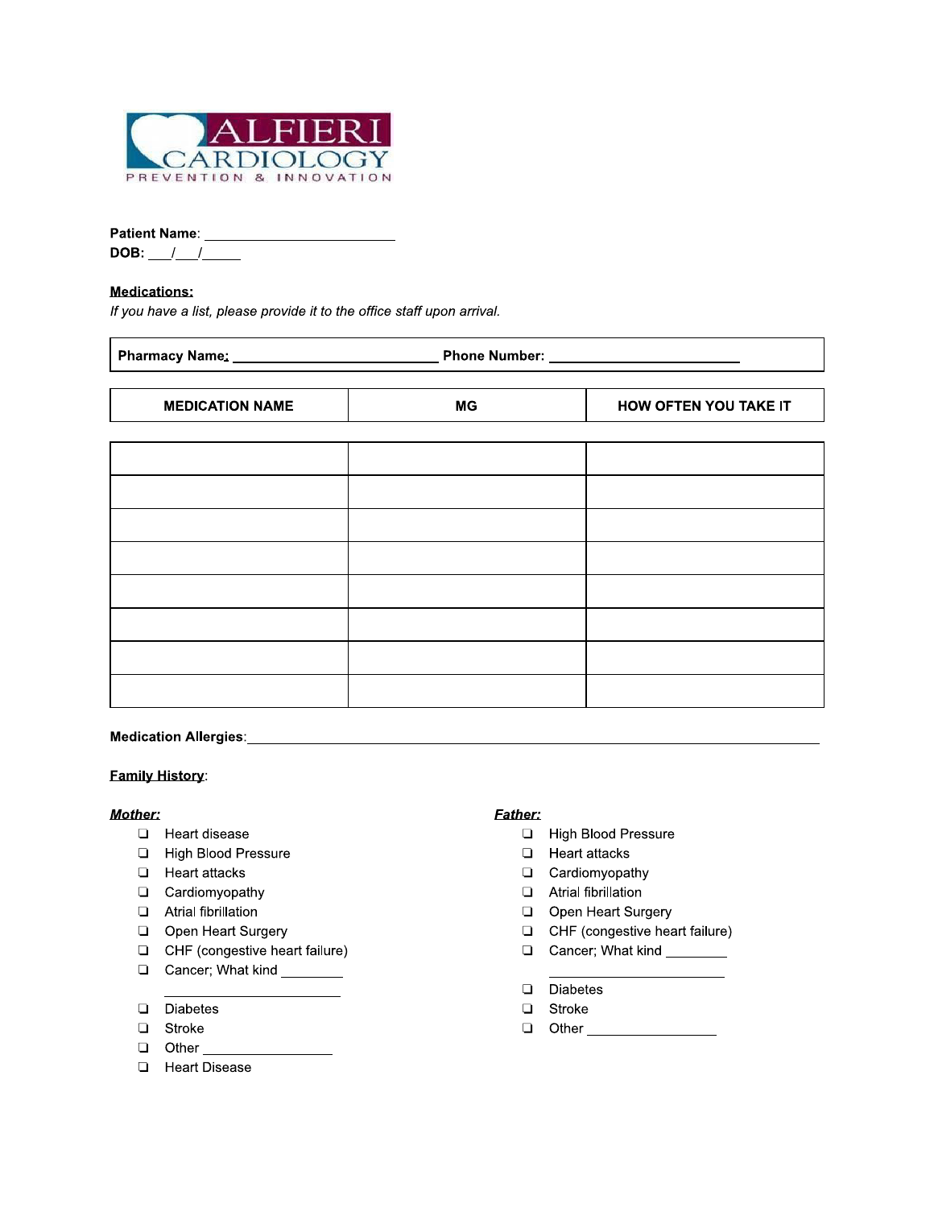ALFIERI CARDIOLOGY

PREVENTION & INNOVATION

**Patient Name**: ________________________

**DOB:** ___/___/_____

**Medications:**

*If you have a list, please provide it to the office staff upon arrival.*

**Pharmacy Name:** __________________________ **Phone Number:** ________________________

| MEDICATION NAME | MG | HOW OFTEN YOU TAKE IT |
| --- | --- | --- |
| | | |
| | | |
| | | |
| | | |
| | | |
| | | |
| | | |
| | | |

**Medication Allergies**: ________________________________________________________________________

**Family History**:

***Mother:***

- ❑ Heart disease
- ❑ High Blood Pressure
- ❑ Heart attacks
- ❑ Cardiomyopathy
- ❑ Atrial fibrillation
- ❑ Open Heart Surgery
- ❑ CHF (congestive heart failure)
- ❑ Cancer; What kind ________ ______________________
- ❑ Diabetes
- ❑ Stroke
- ❑ Other ________________
- ❑ Heart Disease

***Father:***

- ❑ High Blood Pressure
- ❑ Heart attacks
- ❑ Cardiomyopathy
- ❑ Atrial fibrillation
- ❑ Open Heart Surgery
- ❑ CHF (congestive heart failure)
- ❑ Cancer; What kind ________ ______________________
- ❑ Diabetes
- ❑ Stroke
- ❑ Other ________________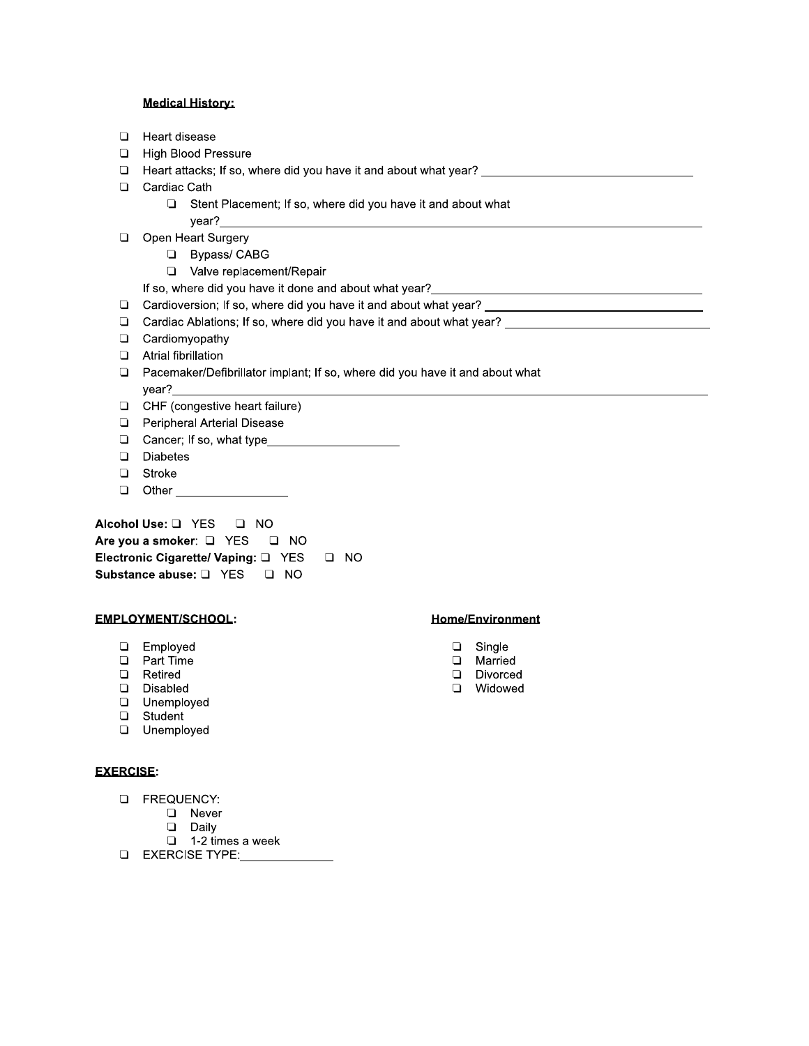**Medical History:**

- ❑ Heart disease
- ❑ High Blood Pressure
- ❑ Heart attacks; If so, where did you have it and about what year? ______________________________
- ❑ Cardiac Cath
  - ❑ Stent Placement; If so, where did you have it and about what year?______________________________
- ❑ Open Heart Surgery
  - ❑ Bypass/ CABG
  - ❑ Valve replacement/Repair

  If so, where did you have it done and about what year?______________________________
- ❑ Cardioversion; If so, where did you have it and about what year? ______________________________
- ❑ Cardiac Ablations; If so, where did you have it and about what year? ______________________________
- ❑ Cardiomyopathy
- ❑ Atrial fibrillation
- ❑ Pacemaker/Defibrillator implant; If so, where did you have it and about what year?______________________________
- ❑ CHF (congestive heart failure)
- ❑ Peripheral Arterial Disease
- ❑ Cancer; If so, what type____________________
- ❑ Diabetes
- ❑ Stroke
- ❑ Other ________________

**Alcohol Use:** ❑ YES ❑ NO
**Are you a smoker**: ❑ YES ❑ NO
**Electronic Cigarette/ Vaping:** ❑ YES ❑ NO
**Substance abuse:** ❑ YES ❑ NO

**EMPLOYMENT/SCHOOL:**

- ❑ Employed
- ❑ Part Time
- ❑ Retired
- ❑ Disabled
- ❑ Unemployed
- ❑ Student
- ❑ Unemployed

**Home/Environment**

- ❑ Single
- ❑ Married
- ❑ Divorced
- ❑ Widowed

**EXERCISE:**

- ❑ FREQUENCY:
  - ❑ Never
  - ❑ Daily
  - ❑ 1-2 times a week
- ❑ EXERCISE TYPE:______________